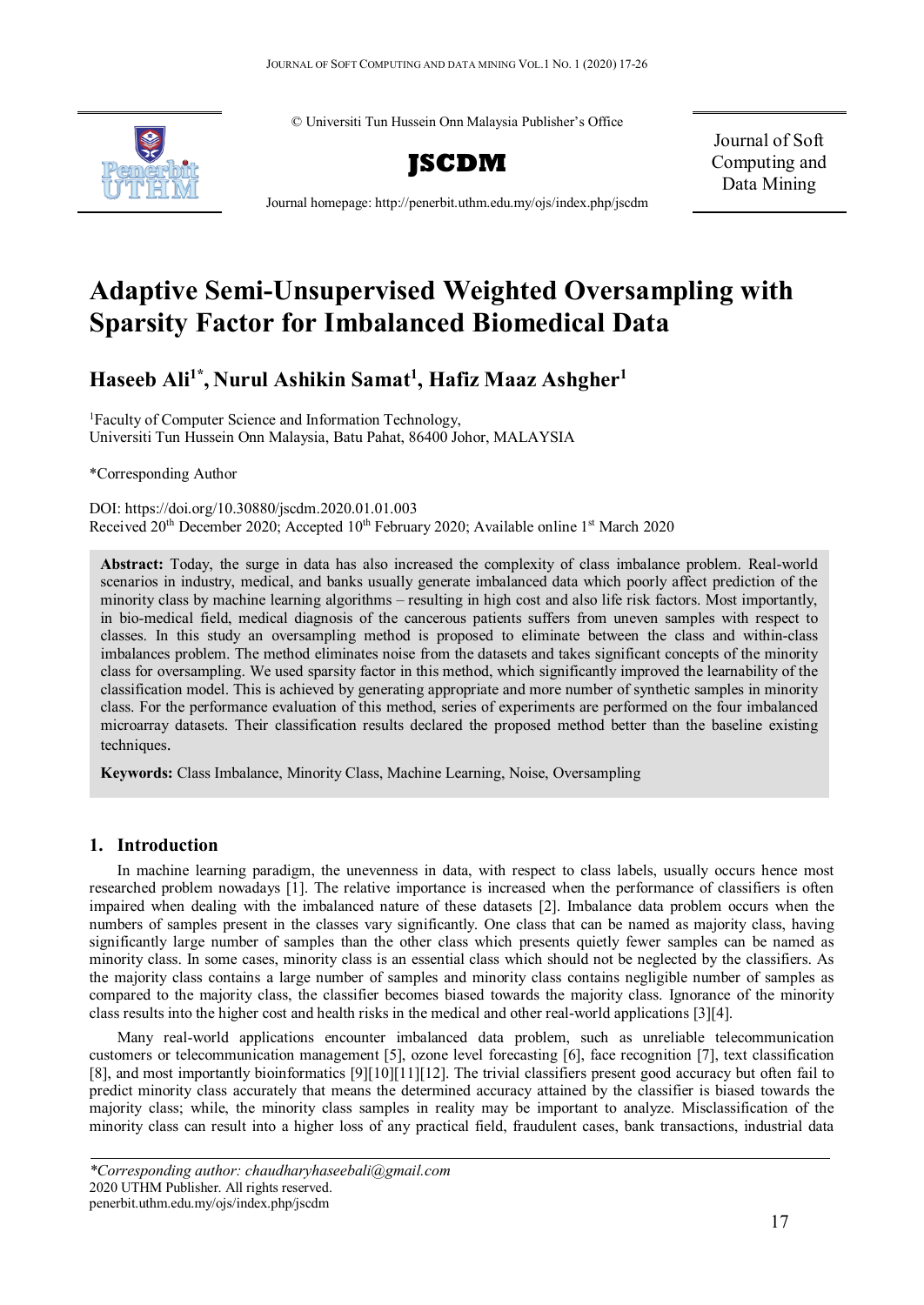© Universiti Tun Hussein Onn Malaysia Publisher's Office

**JSCDM**

Journal homepage: http://penerbit.uthm.edu.my/ojs/index.php/jscdm

Journal of Soft Computing and Data Mining

# Adaptive Semi-Unsupervised Weighted Oversampling with Sparsity Factor for Imbalanced Biomedical Data

**Haseeb Ali[1*], Nurul Ashikin Samat[1], Hafiz Maaz Ashgher[1]**

[1]Faculty of Computer Science and Information Technology,
Universiti Tun Hussein Onn Malaysia, Batu Pahat, 86400 Johor, MALAYSIA

*Corresponding Author

DOI: https://doi.org/10.30880/jscdm.2020.01.01.003
Received 20th December 2020; Accepted 10th February 2020; Available online 1st March 2020

**Abstract:** Today, the surge in data has also increased the complexity of class imbalance problem. Real-world scenarios in industry, medical, and banks usually generate imbalanced data which poorly affect prediction of the minority class by machine learning algorithms – resulting in high cost and also life risk factors. Most importantly, in bio-medical field, medical diagnosis of the cancerous patients suffers from uneven samples with respect to classes. In this study an oversampling method is proposed to eliminate between the class and within-class imbalances problem. The method eliminates noise from the datasets and takes significant concepts of the minority class for oversampling. We used sparsity factor in this method, which significantly improved the learnability of the classification model. This is achieved by generating appropriate and more number of synthetic samples in minority class. For the performance evaluation of this method, series of experiments are performed on the four imbalanced microarray datasets. Their classification results declared the proposed method better than the baseline existing techniques.

**Keywords:** Class Imbalance, Minority Class, Machine Learning, Noise, Oversampling

## 1. Introduction

In machine learning paradigm, the unevenness in data, with respect to class labels, usually occurs hence most researched problem nowadays [1]. The relative importance is increased when the performance of classifiers is often impaired when dealing with the imbalanced nature of these datasets [2]. Imbalance data problem occurs when the numbers of samples present in the classes vary significantly. One class that can be named as majority class, having significantly large number of samples than the other class which presents quietly fewer samples can be named as minority class. In some cases, minority class is an essential class which should not be neglected by the classifiers. As the majority class contains a large number of samples and minority class contains negligible number of samples as compared to the majority class, the classifier becomes biased towards the majority class. Ignorance of the minority class results into the higher cost and health risks in the medical and other real-world applications [3][4].

Many real-world applications encounter imbalanced data problem, such as unreliable telecommunication customers or telecommunication management [5], ozone level forecasting [6], face recognition [7], text classification [8], and most importantly bioinformatics [9][10][11][12]. The trivial classifiers present good accuracy but often fail to predict minority class accurately that means the determined accuracy attained by the classifier is biased towards the majority class; while, the minority class samples in reality may be important to analyze. Misclassification of the minority class can result into a higher loss of any practical field, fraudulent cases, bank transactions, industrial data

---

*Corresponding author: chaudharyhaseebali@gmail.com*
2020 UTHM Publisher. All rights reserved.
penerbit.uthm.edu.my/ojs/index.php/jscdm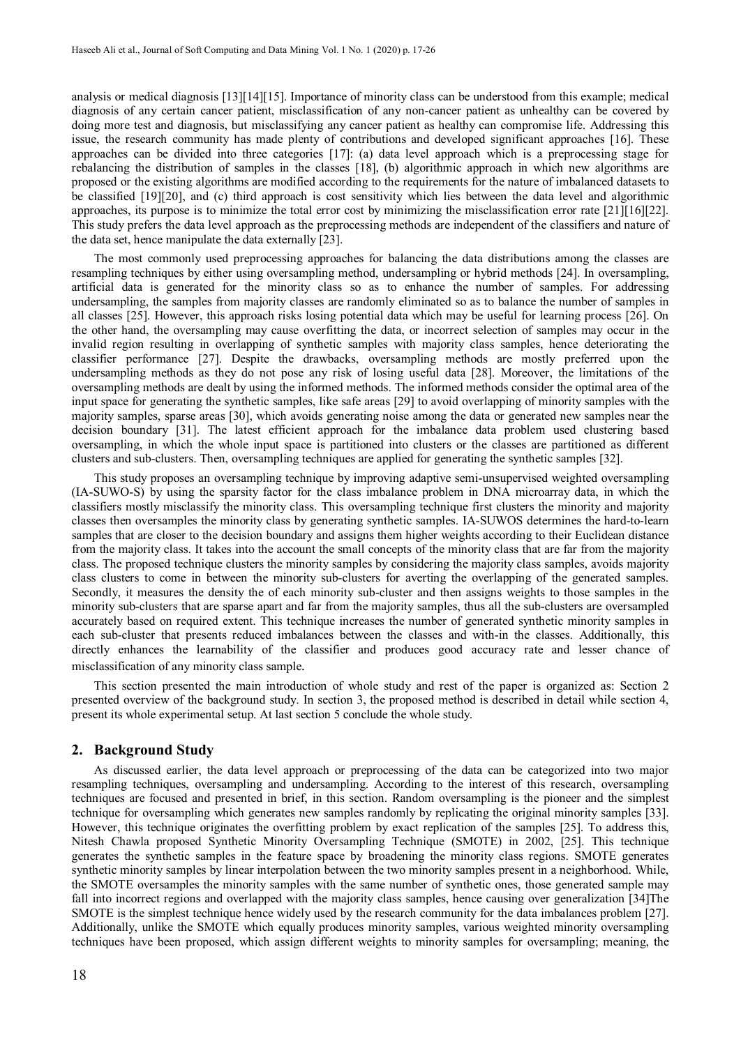analysis or medical diagnosis [13][14][15]. Importance of minority class can be understood from this example; medical diagnosis of any certain cancer patient, misclassification of any non-cancer patient as unhealthy can be covered by doing more test and diagnosis, but misclassifying any cancer patient as healthy can compromise life. Addressing this issue, the research community has made plenty of contributions and developed significant approaches [16]. These approaches can be divided into three categories [17]: (a) data level approach which is a preprocessing stage for rebalancing the distribution of samples in the classes [18], (b) algorithmic approach in which new algorithms are proposed or the existing algorithms are modified according to the requirements for the nature of imbalanced datasets to be classified [19][20], and (c) third approach is cost sensitivity which lies between the data level and algorithmic approaches, its purpose is to minimize the total error cost by minimizing the misclassification error rate [21][16][22]. This study prefers the data level approach as the preprocessing methods are independent of the classifiers and nature of the data set, hence manipulate the data externally [23].

The most commonly used preprocessing approaches for balancing the data distributions among the classes are resampling techniques by either using oversampling method, undersampling or hybrid methods [24]. In oversampling, artificial data is generated for the minority class so as to enhance the number of samples. For addressing undersampling, the samples from majority classes are randomly eliminated so as to balance the number of samples in all classes [25]. However, this approach risks losing potential data which may be useful for learning process [26]. On the other hand, the oversampling may cause overfitting the data, or incorrect selection of samples may occur in the invalid region resulting in overlapping of synthetic samples with majority class samples, hence deteriorating the classifier performance [27]. Despite the drawbacks, oversampling methods are mostly preferred upon the undersampling methods as they do not pose any risk of losing useful data [28]. Moreover, the limitations of the oversampling methods are dealt by using the informed methods. The informed methods consider the optimal area of the input space for generating the synthetic samples, like safe areas [29] to avoid overlapping of minority samples with the majority samples, sparse areas [30], which avoids generating noise among the data or generated new samples near the decision boundary [31]. The latest efficient approach for the imbalance data problem used clustering based oversampling, in which the whole input space is partitioned into clusters or the classes are partitioned as different clusters and sub-clusters. Then, oversampling techniques are applied for generating the synthetic samples [32].

This study proposes an oversampling technique by improving adaptive semi-unsupervised weighted oversampling (IA-SUWO-S) by using the sparsity factor for the class imbalance problem in DNA microarray data, in which the classifiers mostly misclassify the minority class. This oversampling technique first clusters the minority and majority classes then oversamples the minority class by generating synthetic samples. IA-SUWOS determines the hard-to-learn samples that are closer to the decision boundary and assigns them higher weights according to their Euclidean distance from the majority class. It takes into the account the small concepts of the minority class that are far from the majority class. The proposed technique clusters the minority samples by considering the majority class samples, avoids majority class clusters to come in between the minority sub-clusters for averting the overlapping of the generated samples. Secondly, it measures the density the of each minority sub-cluster and then assigns weights to those samples in the minority sub-clusters that are sparse apart and far from the majority samples, thus all the sub-clusters are oversampled accurately based on required extent. This technique increases the number of generated synthetic minority samples in each sub-cluster that presents reduced imbalances between the classes and with-in the classes. Additionally, this directly enhances the learnability of the classifier and produces good accuracy rate and lesser chance of misclassification of any minority class sample.

This section presented the main introduction of whole study and rest of the paper is organized as: Section 2 presented overview of the background study. In section 3, the proposed method is described in detail while section 4, present its whole experimental setup. At last section 5 conclude the whole study.

## 2. Background Study

As discussed earlier, the data level approach or preprocessing of the data can be categorized into two major resampling techniques, oversampling and undersampling. According to the interest of this research, oversampling techniques are focused and presented in brief, in this section. Random oversampling is the pioneer and the simplest technique for oversampling which generates new samples randomly by replicating the original minority samples [33]. However, this technique originates the overfitting problem by exact replication of the samples [25]. To address this, Nitesh Chawla proposed Synthetic Minority Oversampling Technique (SMOTE) in 2002, [25]. This technique generates the synthetic samples in the feature space by broadening the minority class regions. SMOTE generates synthetic minority samples by linear interpolation between the two minority samples present in a neighborhood. While, the SMOTE oversamples the minority samples with the same number of synthetic ones, those generated sample may fall into incorrect regions and overlapped with the majority class samples, hence causing over generalization [34]The SMOTE is the simplest technique hence widely used by the research community for the data imbalances problem [27]. Additionally, unlike the SMOTE which equally produces minority samples, various weighted minority oversampling techniques have been proposed, which assign different weights to minority samples for oversampling; meaning, the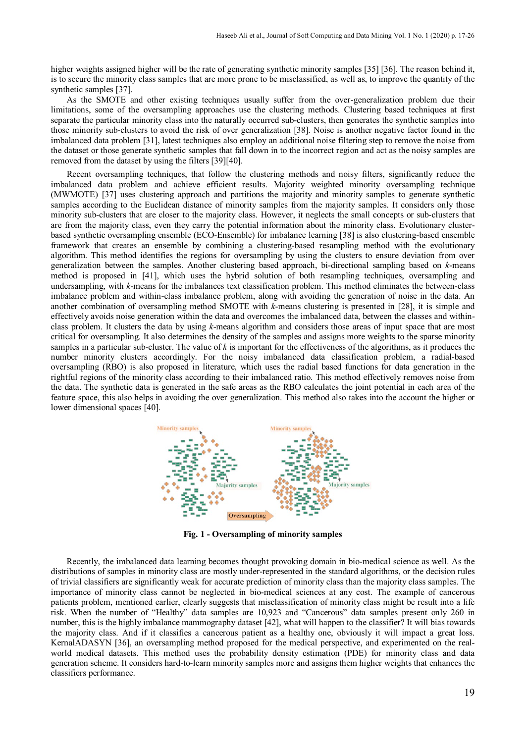higher weights assigned higher will be the rate of generating synthetic minority samples [35] [36]. The reason behind it, is to secure the minority class samples that are more prone to be misclassified, as well as, to improve the quantity of the synthetic samples [37].

As the SMOTE and other existing techniques usually suffer from the over-generalization problem due their limitations, some of the oversampling approaches use the clustering methods. Clustering based techniques at first separate the particular minority class into the naturally occurred sub-clusters, then generates the synthetic samples into those minority sub-clusters to avoid the risk of over generalization [38]. Noise is another negative factor found in the imbalanced data problem [31], latest techniques also employ an additional noise filtering step to remove the noise from the dataset or those generate synthetic samples that fall down in to the incorrect region and act as the noisy samples are removed from the dataset by using the filters [39][40].

Recent oversampling techniques, that follow the clustering methods and noisy filters, significantly reduce the imbalanced data problem and achieve efficient results. Majority weighted minority oversampling technique (MWMOTE) [37] uses clustering approach and partitions the majority and minority samples to generate synthetic samples according to the Euclidean distance of minority samples from the majority samples. It considers only those minority sub-clusters that are closer to the majority class. However, it neglects the small concepts or sub-clusters that are from the majority class, even they carry the potential information about the minority class. Evolutionary cluster-based synthetic oversampling ensemble (ECO-Ensemble) for imbalance learning [38] is also clustering-based ensemble framework that creates an ensemble by combining a clustering-based resampling method with the evolutionary algorithm. This method identifies the regions for oversampling by using the clusters to ensure deviation from over generalization between the samples. Another clustering based approach, bi-directional sampling based on *k*-means method is proposed in [41], which uses the hybrid solution of both resampling techniques, oversampling and undersampling, with *k*-means for the imbalances text classification problem. This method eliminates the between-class imbalance problem and within-class imbalance problem, along with avoiding the generation of noise in the data. An another combination of oversampling method SMOTE with *k*-means clustering is presented in [28], it is simple and effectively avoids noise generation within the data and overcomes the imbalanced data, between the classes and within-class problem. It clusters the data by using *k*-means algorithm and considers those areas of input space that are most critical for oversampling. It also determines the density of the samples and assigns more weights to the sparse minority samples in a particular sub-cluster. The value of *k* is important for the effectiveness of the algorithms, as it produces the number minority clusters accordingly. For the noisy imbalanced data classification problem, a radial-based oversampling (RBO) is also proposed in literature, which uses the radial based functions for data generation in the rightful regions of the minority class according to their imbalanced ratio. This method effectively removes noise from the data. The synthetic data is generated in the safe areas as the RBO calculates the joint potential in each area of the feature space, this also helps in avoiding the over generalization. This method also takes into the account the higher or lower dimensional spaces [40].

**Fig. 1 - Oversampling of minority samples**

Recently, the imbalanced data learning becomes thought provoking domain in bio-medical science as well. As the distributions of samples in minority class are mostly under-represented in the standard algorithms, or the decision rules of trivial classifiers are significantly weak for accurate prediction of minority class than the majority class samples. The importance of minority class cannot be neglected in bio-medical sciences at any cost. The example of cancerous patients problem, mentioned earlier, clearly suggests that misclassification of minority class might be result into a life risk. When the number of "Healthy" data samples are 10,923 and "Cancerous" data samples present only 260 in number, this is the highly imbalance mammography dataset [42], what will happen to the classifier? It will bias towards the majority class. And if it classifies a cancerous patient as a healthy one, obviously it will impact a great loss. KernalADASYN [36], an oversampling method proposed for the medical perspective, and experimented on the real-world medical datasets. This method uses the probability density estimation (PDE) for minority class and data generation scheme. It considers hard-to-learn minority samples more and assigns them higher weights that enhances the classifiers performance.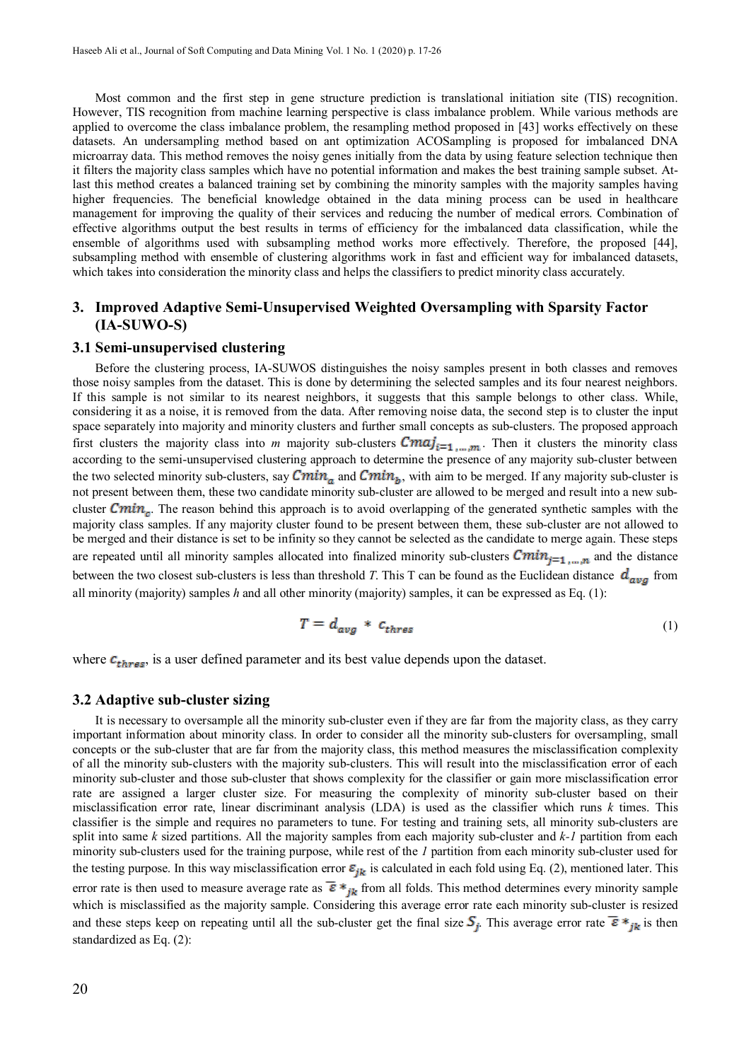Most common and the first step in gene structure prediction is translational initiation site (TIS) recognition. However, TIS recognition from machine learning perspective is class imbalance problem. While various methods are applied to overcome the class imbalance problem, the resampling method proposed in [43] works effectively on these datasets. An undersampling method based on ant optimization ACOSampling is proposed for imbalanced DNA microarray data. This method removes the noisy genes initially from the data by using feature selection technique then it filters the majority class samples which have no potential information and makes the best training sample subset. At-last this method creates a balanced training set by combining the minority samples with the majority samples having higher frequencies. The beneficial knowledge obtained in the data mining process can be used in healthcare management for improving the quality of their services and reducing the number of medical errors. Combination of effective algorithms output the best results in terms of efficiency for the imbalanced data classification, while the ensemble of algorithms used with subsampling method works more effectively. Therefore, the proposed [44], subsampling method with ensemble of clustering algorithms work in fast and efficient way for imbalanced datasets, which takes into consideration the minority class and helps the classifiers to predict minority class accurately.

## 3. Improved Adaptive Semi-Unsupervised Weighted Oversampling with Sparsity Factor (IA-SUWO-S)

### 3.1 Semi-unsupervised clustering

Before the clustering process, IA-SUWOS distinguishes the noisy samples present in both classes and removes those noisy samples from the dataset. This is done by determining the selected samples and its four nearest neighbors. If this sample is not similar to its nearest neighbors, it suggests that this sample belongs to other class. While, considering it as a noise, it is removed from the data. After removing noise data, the second step is to cluster the input space separately into majority and minority clusters and further small concepts as sub-clusters. The proposed approach first clusters the majority class into *m* majority sub-clusters $Cmaj_{i=1,...,m}$. Then it clusters the minority class according to the semi-unsupervised clustering approach to determine the presence of any majority sub-cluster between the two selected minority sub-clusters, say $Cmin_a$ and $Cmin_b$, with aim to be merged. If any majority sub-cluster is not present between them, these two candidate minority sub-cluster are allowed to be merged and result into a new sub-cluster $Cmin_c$. The reason behind this approach is to avoid overlapping of the generated synthetic samples with the majority class samples. If any majority cluster found to be present between them, these sub-cluster are not allowed to be merged and their distance is set to be infinity so they cannot be selected as the candidate to merge again. These steps are repeated until all minority samples allocated into finalized minority sub-clusters $Cmin_{j=1,...,n}$ and the distance between the two closest sub-clusters is less than threshold *T*. This T can be found as the Euclidean distance $d_{avg}$ from all minority (majority) samples *h* and all other minority (majority) samples, it can be expressed as Eq. (1):

$$T = d_{avg} * c_{thres} \tag{1}$$

where $c_{thres}$, is a user defined parameter and its best value depends upon the dataset.

### 3.2 Adaptive sub-cluster sizing

It is necessary to oversample all the minority sub-cluster even if they are far from the majority class, as they carry important information about minority class. In order to consider all the minority sub-clusters for oversampling, small concepts or the sub-cluster that are far from the majority class, this method measures the misclassification complexity of all the minority sub-clusters with the majority sub-clusters. This will result into the misclassification error of each minority sub-cluster and those sub-cluster that shows complexity for the classifier or gain more misclassification error rate are assigned a larger cluster size. For measuring the complexity of minority sub-cluster based on their misclassification error rate, linear discriminant analysis (LDA) is used as the classifier which runs *k* times. This classifier is the simple and requires no parameters to tune. For testing and training sets, all minority sub-clusters are split into same *k* sized partitions. All the majority samples from each majority sub-cluster and *k-1* partition from each minority sub-clusters used for the training purpose, while rest of the *1* partition from each minority sub-cluster used for the testing purpose. In this way misclassification error $\varepsilon_{jk}$ is calculated in each fold using Eq. (2), mentioned later. This error rate is then used to measure average rate as $\overline{\varepsilon} *_{jk}$ from all folds. This method determines every minority sample which is misclassified as the majority sample. Considering this average error rate each minority sub-cluster is resized and these steps keep on repeating until all the sub-cluster get the final size $S_j$. This average error rate $\overline{\varepsilon} *_{jk}$ is then standardized as Eq. (2):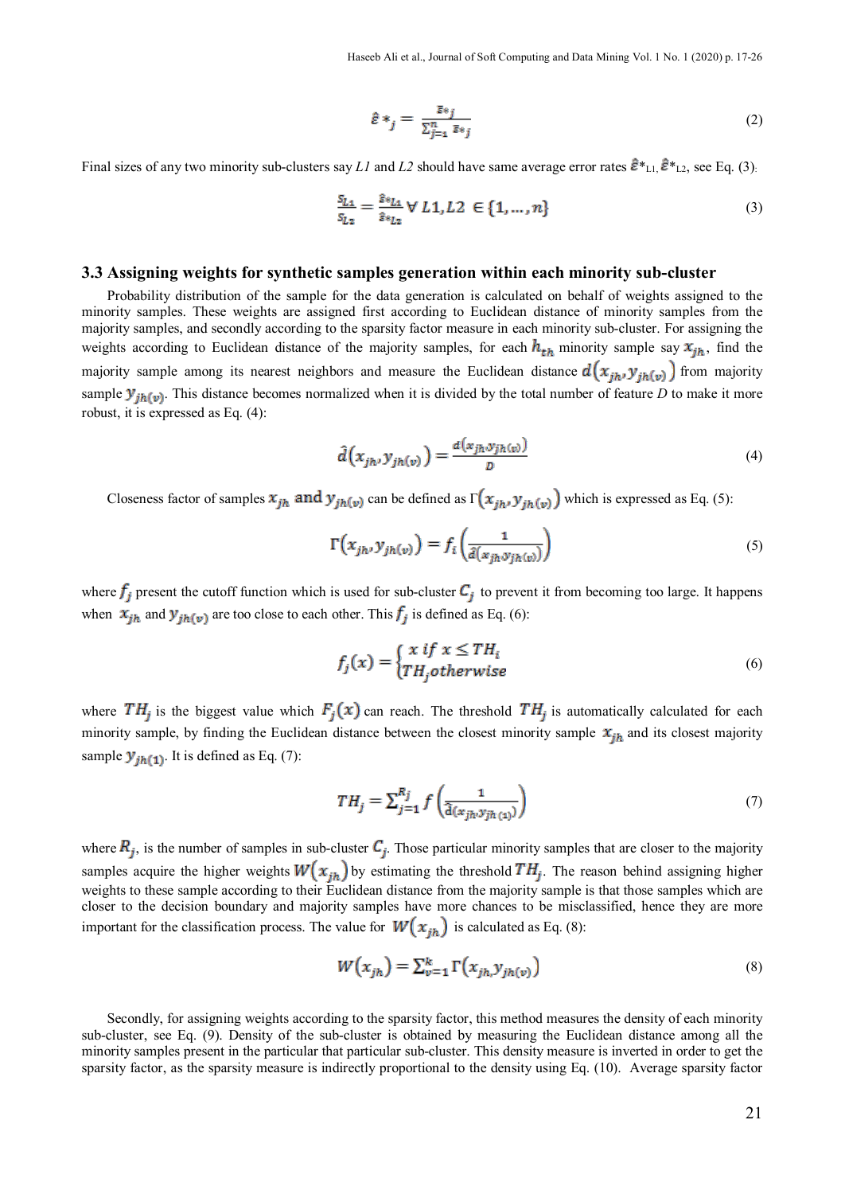$$\hat{\varepsilon}*_j = \frac{\bar{\varepsilon}*_j}{\sum_{j=1}^{n} \bar{\varepsilon}*_j} \tag{2}$$

Final sizes of any two minority sub-clusters say *L1* and *L2* should have same average error rates $\hat{\varepsilon}*_{L1}$, $\hat{\varepsilon}*_{L2}$, see Eq. (3):

$$\frac{S_{L1}}{S_{L2}} = \frac{\hat{\varepsilon}*_{L1}}{\hat{\varepsilon}*_{L2}} \;\forall\; L1, L2 \in \{1, \dots, n\} \tag{3}$$

### 3.3 Assigning weights for synthetic samples generation within each minority sub-cluster

Probability distribution of the sample for the data generation is calculated on behalf of weights assigned to the minority samples. These weights are assigned first according to Euclidean distance of minority samples from the majority samples, and secondly according to the sparsity factor measure in each minority sub-cluster. For assigning the weights according to Euclidean distance of the majority samples, for each $h_{th}$ minority sample say $x_{jh}$, find the majority sample among its nearest neighbors and measure the Euclidean distance $d(x_{jh}, y_{jh(v)})$ from majority sample $y_{jh(v)}$. This distance becomes normalized when it is divided by the total number of feature *D* to make it more robust, it is expressed as Eq. (4):

$$\hat{d}(x_{jh}, y_{jh(v)}) = \frac{d(x_{jh}, y_{jh(v)})}{D} \tag{4}$$

Closeness factor of samples $x_{jh}$ and $y_{jh(v)}$ can be defined as $\Gamma(x_{jh}, y_{jh(v)})$ which is expressed as Eq. (5):

$$\Gamma(x_{jh}, y_{jh(v)}) = f_i\left(\frac{1}{\hat{d}(x_{jh}, y_{jh(v)})}\right) \tag{5}$$

where $f_j$ present the cutoff function which is used for sub-cluster $C_j$ to prevent it from becoming too large. It happens when $x_{jh}$ and $y_{jh(v)}$ are too close to each other. This $f_j$ is defined as Eq. (6):

$$f_j(x) = \begin{cases} x \text{ if } x \le TH_i \\ TH_j \text{otherwise} \end{cases} \tag{6}$$

where $TH_j$ is the biggest value which $F_j(x)$ can reach. The threshold $TH_j$ is automatically calculated for each minority sample, by finding the Euclidean distance between the closest minority sample $x_{jh}$ and its closest majority sample $y_{jh(1)}$. It is defined as Eq. (7):

$$TH_j = \sum_{j=1}^{R_j} f\left(\frac{1}{\hat{d}(x_{jh}, y_{jh(1)})}\right) \tag{7}$$

where $R_j$, is the number of samples in sub-cluster $C_j$. Those particular minority samples that are closer to the majority samples acquire the higher weights $W(x_{jh})$ by estimating the threshold $TH_j$. The reason behind assigning higher weights to these sample according to their Euclidean distance from the majority sample is that those samples which are closer to the decision boundary and majority samples have more chances to be misclassified, hence they are more important for the classification process. The value for $W(x_{jh})$ is calculated as Eq. (8):

$$W(x_{jh}) = \sum_{v=1}^{k} \Gamma(x_{jh}, y_{jh(v)}) \tag{8}$$

Secondly, for assigning weights according to the sparsity factor, this method measures the density of each minority sub-cluster, see Eq. (9). Density of the sub-cluster is obtained by measuring the Euclidean distance among all the minority samples present in the particular that particular sub-cluster. This density measure is inverted in order to get the sparsity factor, as the sparsity measure is indirectly proportional to the density using Eq. (10). Average sparsity factor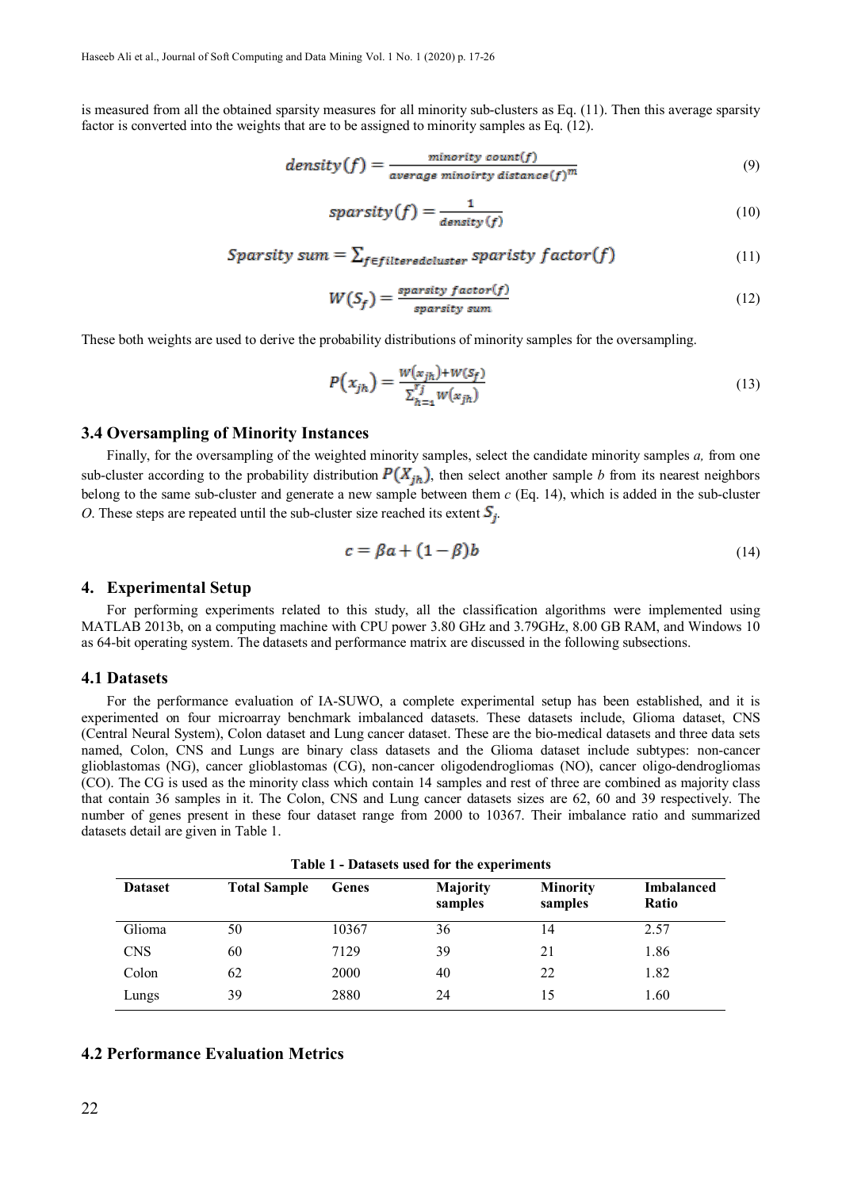is measured from all the obtained sparsity measures for all minority sub-clusters as Eq. (11). Then this average sparsity factor is converted into the weights that are to be assigned to minority samples as Eq. (12).

$$density(f) = \frac{minority\ count(f)}{average\ minoirty\ distance(f)^m} \tag{9}$$

$$sparsity(f) = \frac{1}{density\,(f)} \tag{10}$$

$$Sparsity\ sum = \sum_{f \in filteredcluster} sparisty\ factor(f) \tag{11}$$

$$W(S_f) = \frac{sparsity\ factor(f)}{sparsity\ sum} \tag{12}$$

These both weights are used to derive the probability distributions of minority samples for the oversampling.

$$P(x_{jh}) = \frac{w(x_{jh}) + W(S_f)}{\sum_{h=1}^{r_j} w(x_{jh})} \tag{13}$$

### 3.4 Oversampling of Minority Instances

Finally, for the oversampling of the weighted minority samples, select the candidate minority samples *a,* from one sub-cluster according to the probability distribution $P(X_{jh})$, then select another sample *b* from its nearest neighbors belong to the same sub-cluster and generate a new sample between them *c* (Eq. 14), which is added in the sub-cluster *O*. These steps are repeated until the sub-cluster size reached its extent $S_j$.

$$c = \beta a + (1 - \beta) b \tag{14}$$

## 4. Experimental Setup

For performing experiments related to this study, all the classification algorithms were implemented using MATLAB 2013b, on a computing machine with CPU power 3.80 GHz and 3.79GHz, 8.00 GB RAM, and Windows 10 as 64-bit operating system. The datasets and performance matrix are discussed in the following subsections.

### 4.1 Datasets

For the performance evaluation of IA-SUWO, a complete experimental setup has been established, and it is experimented on four microarray benchmark imbalanced datasets. These datasets include, Glioma dataset, CNS (Central Neural System), Colon dataset and Lung cancer dataset. These are the bio-medical datasets and three data sets named, Colon, CNS and Lungs are binary class datasets and the Glioma dataset include subtypes: non-cancer glioblastomas (NG), cancer glioblastomas (CG), non-cancer oligodendrogliomas (NO), cancer oligo-dendrogliomas (CO). The CG is used as the minority class which contain 14 samples and rest of three are combined as majority class that contain 36 samples in it. The Colon, CNS and Lung cancer datasets sizes are 62, 60 and 39 respectively. The number of genes present in these four dataset range from 2000 to 10367. Their imbalance ratio and summarized datasets detail are given in Table 1.

**Table 1 - Datasets used for the experiments**

| Dataset | Total Sample | Genes | Majority samples | Minority samples | Imbalanced Ratio |
|---|---|---|---|---|---|
| Glioma | 50 | 10367 | 36 | 14 | 2.57 |
| CNS | 60 | 7129 | 39 | 21 | 1.86 |
| Colon | 62 | 2000 | 40 | 22 | 1.82 |
| Lungs | 39 | 2880 | 24 | 15 | 1.60 |

### 4.2 Performance Evaluation Metrics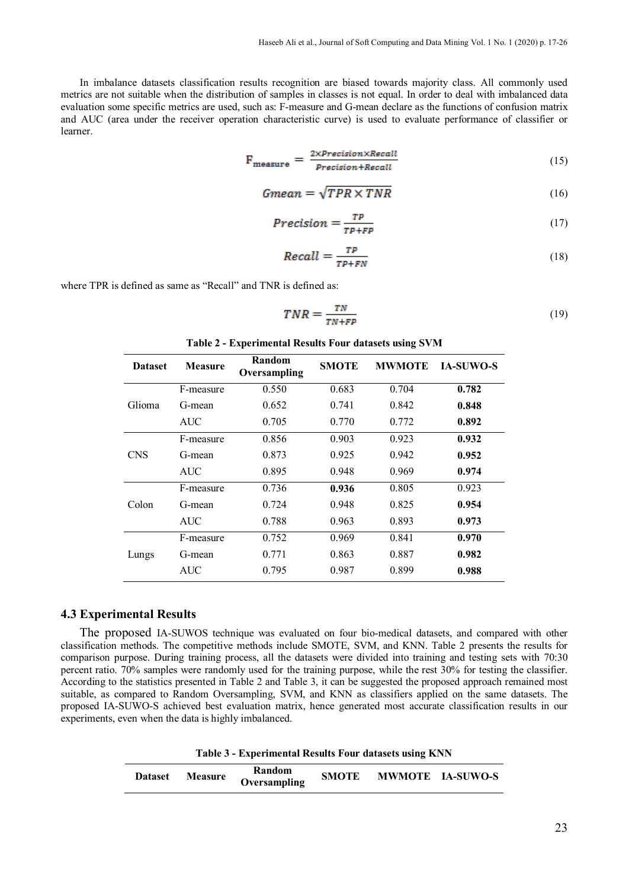In imbalance datasets classification results recognition are biased towards majority class. All commonly used metrics are not suitable when the distribution of samples in classes is not equal. In order to deal with imbalanced data evaluation some specific metrics are used, such as: F-measure and G-mean declare as the functions of confusion matrix and AUC (area under the receiver operation characteristic curve) is used to evaluate performance of classifier or learner.

$$F_{measure} = \frac{2 \times Precision \times Recall}{Precision + Recall} \tag{15}$$

$$Gmean = \sqrt{TPR \times TNR} \tag{16}$$

$$Precision = \frac{TP}{TP+FP} \tag{17}$$

$$Recall = \frac{TP}{TP+FN} \tag{18}$$

where TPR is defined as same as "Recall" and TNR is defined as:

$$TNR = \frac{TN}{TN+FP} \tag{19}$$

**Table 2 - Experimental Results Four datasets using SVM**

| Dataset | Measure | Random Oversampling | SMOTE | MWMOTE | IA-SUWO-S |
|---|---|---|---|---|---|
| Glioma | F-measure | 0.550 | 0.683 | 0.704 | **0.782** |
| | G-mean | 0.652 | 0.741 | 0.842 | **0.848** |
| | AUC | 0.705 | 0.770 | 0.772 | **0.892** |
| CNS | F-measure | 0.856 | 0.903 | 0.923 | **0.932** |
| | G-mean | 0.873 | 0.925 | 0.942 | **0.952** |
| | AUC | 0.895 | 0.948 | 0.969 | **0.974** |
| Colon | F-measure | 0.736 | **0.936** | 0.805 | 0.923 |
| | G-mean | 0.724 | 0.948 | 0.825 | **0.954** |
| | AUC | 0.788 | 0.963 | 0.893 | **0.973** |
| Lungs | F-measure | 0.752 | 0.969 | 0.841 | **0.970** |
| | G-mean | 0.771 | 0.863 | 0.887 | **0.982** |
| | AUC | 0.795 | 0.987 | 0.899 | **0.988** |

### 4.3 Experimental Results

The proposed IA-SUWOS technique was evaluated on four bio-medical datasets, and compared with other classification methods. The competitive methods include SMOTE, SVM, and KNN. Table 2 presents the results for comparison purpose. During training process, all the datasets were divided into training and testing sets with 70:30 percent ratio. 70% samples were randomly used for the training purpose, while the rest 30% for testing the classifier. According to the statistics presented in Table 2 and Table 3, it can be suggested the proposed approach remained most suitable, as compared to Random Oversampling, SVM, and KNN as classifiers applied on the same datasets. The proposed IA-SUWO-S achieved best evaluation matrix, hence generated most accurate classification results in our experiments, even when the data is highly imbalanced.

**Table 3 - Experimental Results Four datasets using KNN**

| Dataset | Measure | Random Oversampling | SMOTE | MWMOTE | IA-SUWO-S |
|---|---|---|---|---|---|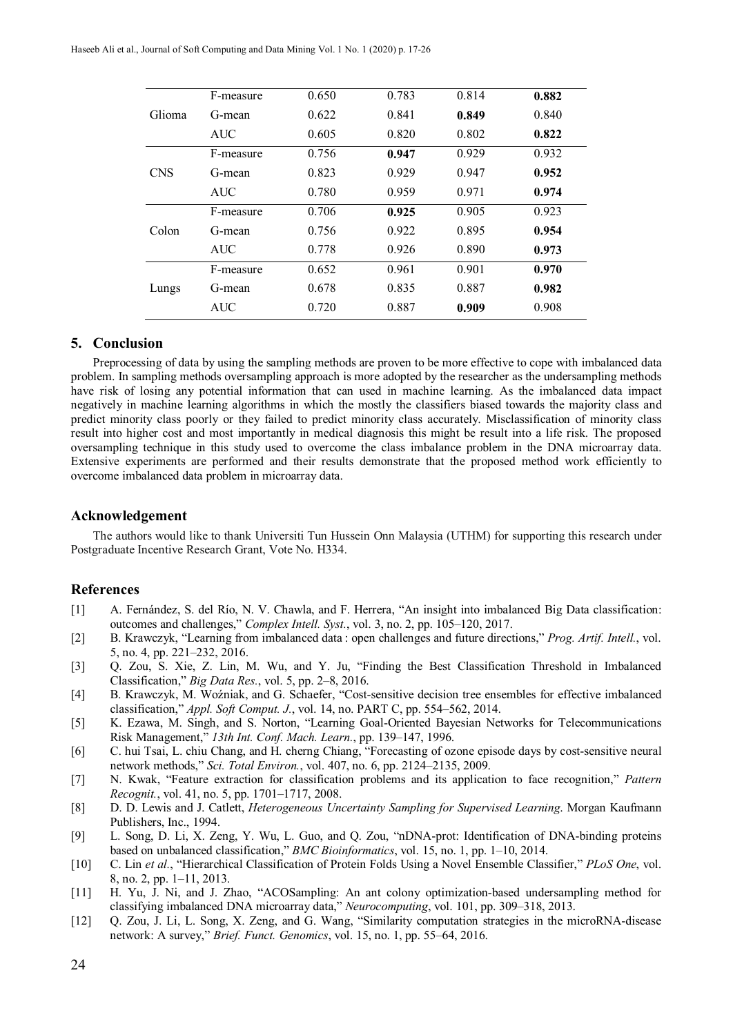| | | | | | |
|---|---|---|---|---|---|
| Glioma | F-measure | 0.650 | 0.783 | 0.814 | **0.882** |
| | G-mean | 0.622 | 0.841 | **0.849** | 0.840 |
| | AUC | 0.605 | 0.820 | 0.802 | **0.822** |
| CNS | F-measure | 0.756 | **0.947** | 0.929 | 0.932 |
| | G-mean | 0.823 | 0.929 | 0.947 | **0.952** |
| | AUC | 0.780 | 0.959 | 0.971 | **0.974** |
| Colon | F-measure | 0.706 | **0.925** | 0.905 | 0.923 |
| | G-mean | 0.756 | 0.922 | 0.895 | **0.954** |
| | AUC | 0.778 | 0.926 | 0.890 | **0.973** |
| Lungs | F-measure | 0.652 | 0.961 | 0.901 | **0.970** |
| | G-mean | 0.678 | 0.835 | 0.887 | **0.982** |
| | AUC | 0.720 | 0.887 | **0.909** | 0.908 |

## 5. Conclusion

Preprocessing of data by using the sampling methods are proven to be more effective to cope with imbalanced data problem. In sampling methods oversampling approach is more adopted by the researcher as the undersampling methods have risk of losing any potential information that can used in machine learning. As the imbalanced data impact negatively in machine learning algorithms in which the mostly the classifiers biased towards the majority class and predict minority class poorly or they failed to predict minority class accurately. Misclassification of minority class result into higher cost and most importantly in medical diagnosis this might be result into a life risk. The proposed oversampling technique in this study used to overcome the class imbalance problem in the DNA microarray data. Extensive experiments are performed and their results demonstrate that the proposed method work efficiently to overcome imbalanced data problem in microarray data.

## Acknowledgement

The authors would like to thank Universiti Tun Hussein Onn Malaysia (UTHM) for supporting this research under Postgraduate Incentive Research Grant, Vote No. H334.

## References

[1] A. Fernández, S. del Río, N. V. Chawla, and F. Herrera, "An insight into imbalanced Big Data classification: outcomes and challenges," *Complex Intell. Syst.*, vol. 3, no. 2, pp. 105–120, 2017.

[2] B. Krawczyk, "Learning from imbalanced data : open challenges and future directions," *Prog. Artif. Intell.*, vol. 5, no. 4, pp. 221–232, 2016.

[3] Q. Zou, S. Xie, Z. Lin, M. Wu, and Y. Ju, "Finding the Best Classification Threshold in Imbalanced Classification," *Big Data Res.*, vol. 5, pp. 2–8, 2016.

[4] B. Krawczyk, M. Woźniak, and G. Schaefer, "Cost-sensitive decision tree ensembles for effective imbalanced classification," *Appl. Soft Comput. J.*, vol. 14, no. PART C, pp. 554–562, 2014.

[5] K. Ezawa, M. Singh, and S. Norton, "Learning Goal-Oriented Bayesian Networks for Telecommunications Risk Management," *13th Int. Conf. Mach. Learn.*, pp. 139–147, 1996.

[6] C. hui Tsai, L. chiu Chang, and H. cherng Chiang, "Forecasting of ozone episode days by cost-sensitive neural network methods," *Sci. Total Environ.*, vol. 407, no. 6, pp. 2124–2135, 2009.

[7] N. Kwak, "Feature extraction for classification problems and its application to face recognition," *Pattern Recognit.*, vol. 41, no. 5, pp. 1701–1717, 2008.

[8] D. D. Lewis and J. Catlett, *Heterogeneous Uncertainty Sampling for Supervised Learning*. Morgan Kaufmann Publishers, Inc., 1994.

[9] L. Song, D. Li, X. Zeng, Y. Wu, L. Guo, and Q. Zou, "nDNA-prot: Identification of DNA-binding proteins based on unbalanced classification," *BMC Bioinformatics*, vol. 15, no. 1, pp. 1–10, 2014.

[10] C. Lin *et al.*, "Hierarchical Classification of Protein Folds Using a Novel Ensemble Classifier," *PLoS One*, vol. 8, no. 2, pp. 1–11, 2013.

[11] H. Yu, J. Ni, and J. Zhao, "ACOSampling: An ant colony optimization-based undersampling method for classifying imbalanced DNA microarray data," *Neurocomputing*, vol. 101, pp. 309–318, 2013.

[12] Q. Zou, J. Li, L. Song, X. Zeng, and G. Wang, "Similarity computation strategies in the microRNA-disease network: A survey," *Brief. Funct. Genomics*, vol. 15, no. 1, pp. 55–64, 2016.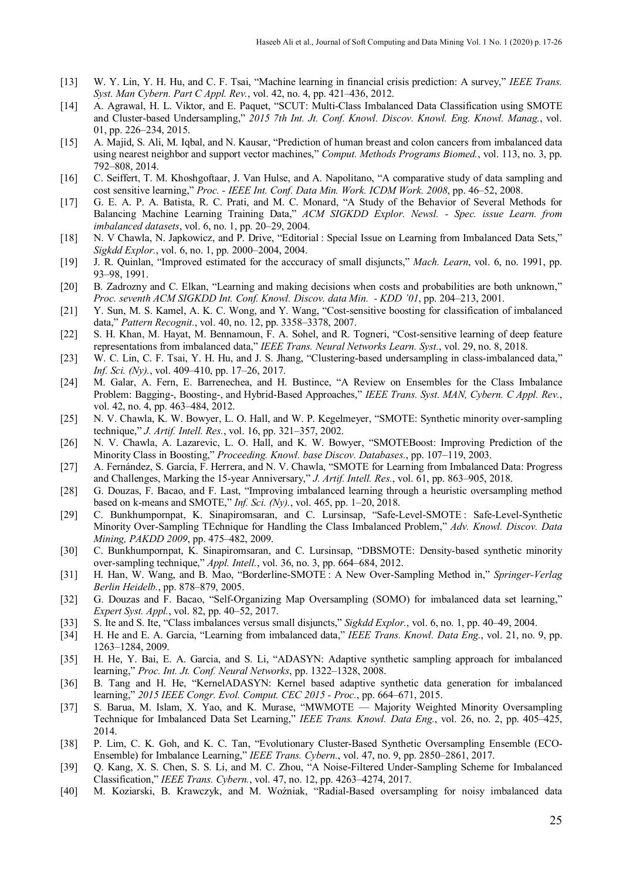[13] W. Y. Lin, Y. H. Hu, and C. F. Tsai, "Machine learning in financial crisis prediction: A survey," *IEEE Trans. Syst. Man Cybern. Part C Appl. Rev.*, vol. 42, no. 4, pp. 421–436, 2012.

[14] A. Agrawal, H. L. Viktor, and E. Paquet, "SCUT: Multi-Class Imbalanced Data Classification using SMOTE and Cluster-based Undersampling," *2015 7th Int. Jt. Conf. Knowl. Discov. Knowl. Eng. Knowl. Manag.*, vol. 01, pp. 226–234, 2015.

[15] A. Majid, S. Ali, M. Iqbal, and N. Kausar, "Prediction of human breast and colon cancers from imbalanced data using nearest neighbor and support vector machines," *Comput. Methods Programs Biomed.*, vol. 113, no. 3, pp. 792–808, 2014.

[16] C. Seiffert, T. M. Khoshgoftaar, J. Van Hulse, and A. Napolitano, "A comparative study of data sampling and cost sensitive learning," *Proc. - IEEE Int. Conf. Data Min. Work. ICDM Work. 2008*, pp. 46–52, 2008.

[17] G. E. A. P. A. Batista, R. C. Prati, and M. C. Monard, "A Study of the Behavior of Several Methods for Balancing Machine Learning Training Data," *ACM SIGKDD Explor. Newsl. - Spec. issue Learn. from imbalanced datasets*, vol. 6, no. 1, pp. 20–29, 2004.

[18] N. V Chawla, N. Japkowicz, and P. Drive, "Editorial : Special Issue on Learning from Imbalanced Data Sets," *Sigkdd Explor.*, vol. 6, no. 1, pp. 2000–2004, 2004.

[19] J. R. Quinlan, "Improved estimated for the acccuracy of small disjuncts," *Mach. Learn*, vol. 6, no. 1991, pp. 93–98, 1991.

[20] B. Zadrozny and C. Elkan, "Learning and making decisions when costs and probabilities are both unknown," *Proc. seventh ACM SIGKDD Int. Conf. Knowl. Discov. data Min. - KDD '01*, pp. 204–213, 2001.

[21] Y. Sun, M. S. Kamel, A. K. C. Wong, and Y. Wang, "Cost-sensitive boosting for classification of imbalanced data," *Pattern Recognit.*, vol. 40, no. 12, pp. 3358–3378, 2007.

[22] S. H. Khan, M. Hayat, M. Bennamoun, F. A. Sohel, and R. Togneri, "Cost-sensitive learning of deep feature representations from imbalanced data," *IEEE Trans. Neural Networks Learn. Syst.*, vol. 29, no. 8, 2018.

[23] W. C. Lin, C. F. Tsai, Y. H. Hu, and J. S. Jhang, "Clustering-based undersampling in class-imbalanced data," *Inf. Sci. (Ny).*, vol. 409–410, pp. 17–26, 2017.

[24] M. Galar, A. Fern, E. Barrenechea, and H. Bustince, "A Review on Ensembles for the Class Imbalance Problem: Bagging-, Boosting-, and Hybrid-Based Approaches," *IEEE Trans. Syst. MAN, Cybern. C Appl. Rev.*, vol. 42, no. 4, pp. 463–484, 2012.

[25] N. V. Chawla, K. W. Bowyer, L. O. Hall, and W. P. Kegelmeyer, "SMOTE: Synthetic minority over-sampling technique," *J. Artif. Intell. Res.*, vol. 16, pp. 321–357, 2002.

[26] N. V. Chawla, A. Lazarevic, L. O. Hall, and K. W. Bowyer, "SMOTEBoost: Improving Prediction of the Minority Class in Boosting," *Proceeding. Knowl. base Discov. Databases.*, pp. 107–119, 2003.

[27] A. Fernández, S. García, F. Herrera, and N. V. Chawla, "SMOTE for Learning from Imbalanced Data: Progress and Challenges, Marking the 15-year Anniversary," *J. Artif. Intell. Res.*, vol. 61, pp. 863–905, 2018.

[28] G. Douzas, F. Bacao, and F. Last, "Improving imbalanced learning through a heuristic oversampling method based on k-means and SMOTE," *Inf. Sci. (Ny).*, vol. 465, pp. 1–20, 2018.

[29] C. Bunkhumpornpat, K. Sinapiromsaran, and C. Lursinsap, "Safe-Level-SMOTE : Safe-Level-Synthetic Minority Over-Sampling TEchnique for Handling the Class Imbalanced Problem," *Adv. Knowl. Discov. Data Mining, PAKDD 2009*, pp. 475–482, 2009.

[30] C. Bunkhumpornpat, K. Sinapiromsaran, and C. Lursinsap, "DBSMOTE: Density-based synthetic minority over-sampling technique," *Appl. Intell.*, vol. 36, no. 3, pp. 664–684, 2012.

[31] H. Han, W. Wang, and B. Mao, "Borderline-SMOTE : A New Over-Sampling Method in," *Springer-Verlag Berlin Heidelb.*, pp. 878–879, 2005.

[32] G. Douzas and F. Bacao, "Self-Organizing Map Oversampling (SOMO) for imbalanced data set learning," *Expert Syst. Appl.*, vol. 82, pp. 40–52, 2017.

[33] S. Ite and S. Ite, "Class imbalances versus small disjuncts," *Sigkdd Explor.*, vol. 6, no. 1, pp. 40–49, 2004.

[34] H. He and E. A. Garcia, "Learning from imbalanced data," *IEEE Trans. Knowl. Data Eng.*, vol. 21, no. 9, pp. 1263–1284, 2009.

[35] H. He, Y. Bai, E. A. Garcia, and S. Li, "ADASYN: Adaptive synthetic sampling approach for imbalanced learning," *Proc. Int. Jt. Conf. Neural Networks*, pp. 1322–1328, 2008.

[36] B. Tang and H. He, "KernelADASYN: Kernel based adaptive synthetic data generation for imbalanced learning," *2015 IEEE Congr. Evol. Comput. CEC 2015 - Proc.*, pp. 664–671, 2015.

[37] S. Barua, M. Islam, X. Yao, and K. Murase, "MWMOTE — Majority Weighted Minority Oversampling Technique for Imbalanced Data Set Learning," *IEEE Trans. Knowl. Data Eng.*, vol. 26, no. 2, pp. 405–425, 2014.

[38] P. Lim, C. K. Goh, and K. C. Tan, "Evolutionary Cluster-Based Synthetic Oversampling Ensemble (ECO-Ensemble) for Imbalance Learning," *IEEE Trans. Cybern.*, vol. 47, no. 9, pp. 2850–2861, 2017.

[39] Q. Kang, X. S. Chen, S. S. Li, and M. C. Zhou, "A Noise-Filtered Under-Sampling Scheme for Imbalanced Classification," *IEEE Trans. Cybern.*, vol. 47, no. 12, pp. 4263–4274, 2017.

[40] M. Koziarski, B. Krawczyk, and M. Woźniak, "Radial-Based oversampling for noisy imbalanced data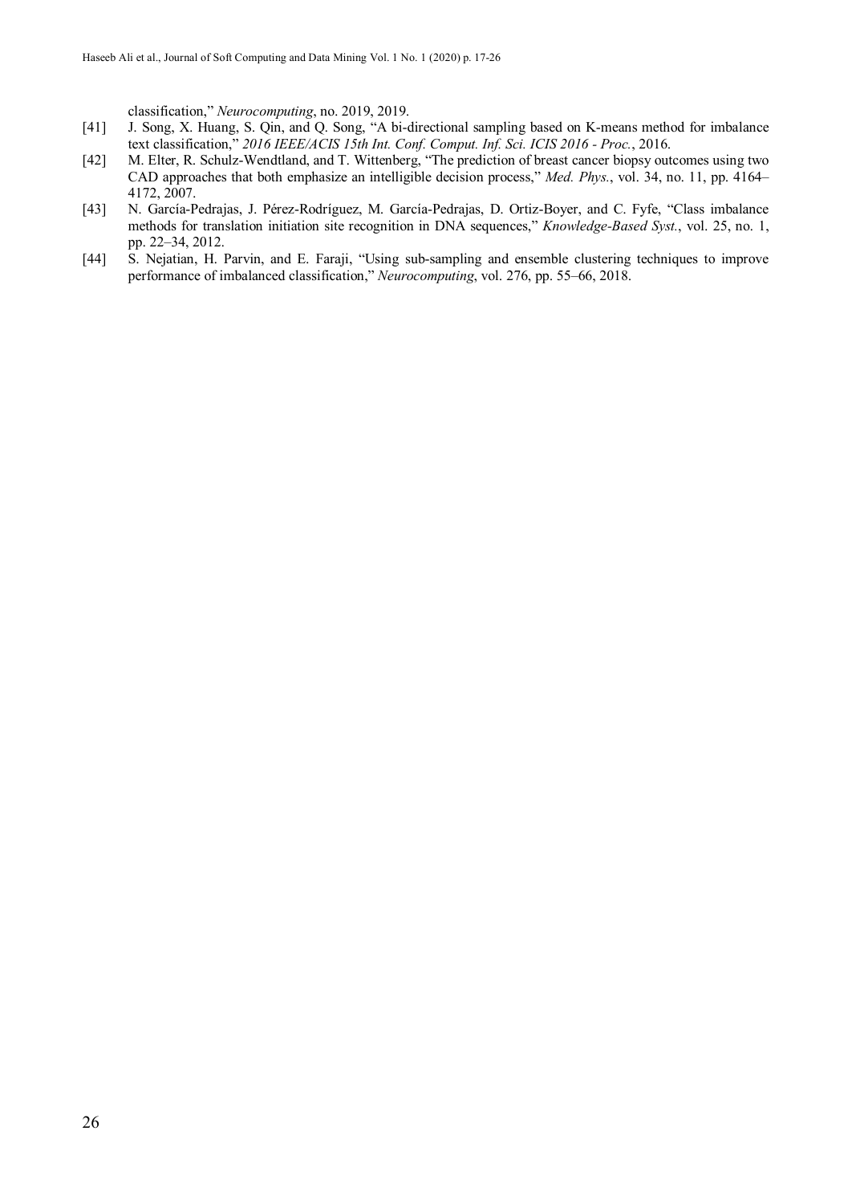classification," *Neurocomputing*, no. 2019, 2019.

[41] J. Song, X. Huang, S. Qin, and Q. Song, "A bi-directional sampling based on K-means method for imbalance text classification," *2016 IEEE/ACIS 15th Int. Conf. Comput. Inf. Sci. ICIS 2016 - Proc.*, 2016.

[42] M. Elter, R. Schulz-Wendtland, and T. Wittenberg, "The prediction of breast cancer biopsy outcomes using two CAD approaches that both emphasize an intelligible decision process," *Med. Phys.*, vol. 34, no. 11, pp. 4164–4172, 2007.

[43] N. García-Pedrajas, J. Pérez-Rodríguez, M. García-Pedrajas, D. Ortiz-Boyer, and C. Fyfe, "Class imbalance methods for translation initiation site recognition in DNA sequences," *Knowledge-Based Syst.*, vol. 25, no. 1, pp. 22–34, 2012.

[44] S. Nejatian, H. Parvin, and E. Faraji, "Using sub-sampling and ensemble clustering techniques to improve performance of imbalanced classification," *Neurocomputing*, vol. 276, pp. 55–66, 2018.